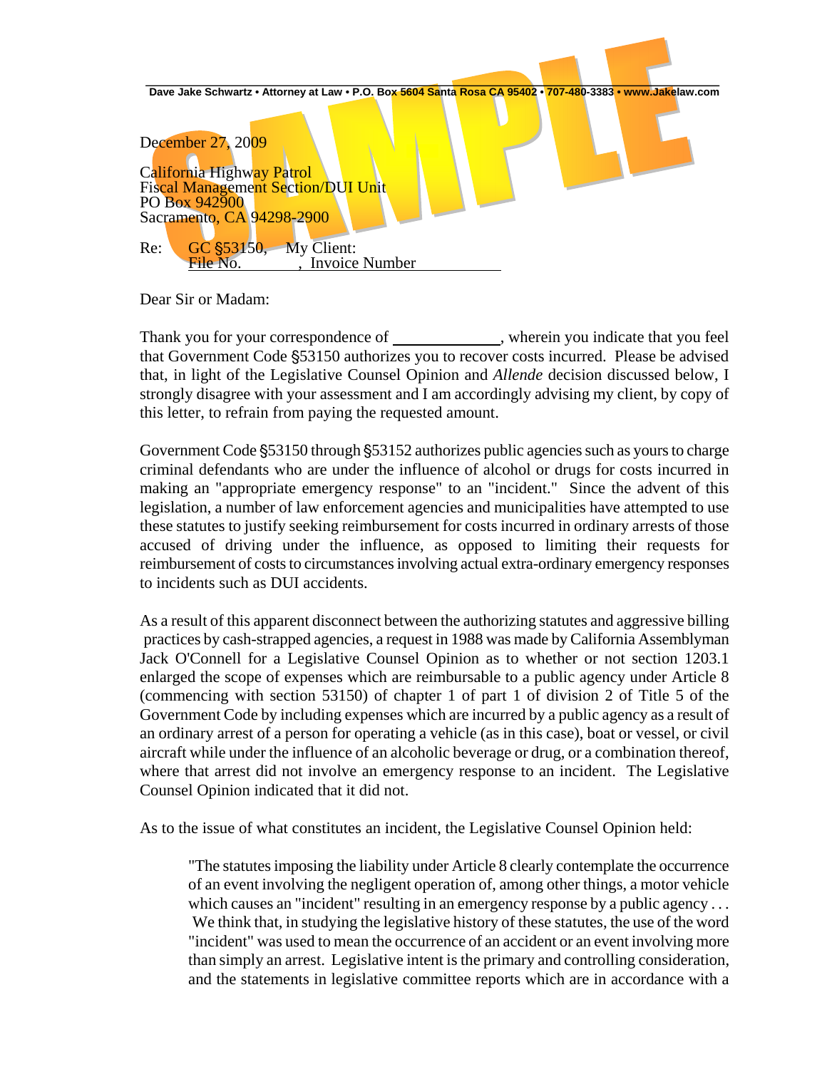Dave Jake Schwartz • Attorney at Law • P.O. Box 5604 Santa Rosa CA 95402 • 707-480-3383 • www.Jakelaw.com

SAMPLE

December 27, 2009

California Highway Patrol
Fiscal Management Section/DUI Unit
PO Box 942900
Sacramento, CA 94298-2900

Re: GC §53150, My Client:
File No. \_\_\_\_\_\_\_\_, Invoice Number \_\_\_\_\_\_\_\_\_\_\_\_

Dear Sir or Madam:

Thank you for your correspondence of \_\_\_\_\_\_\_\_\_\_\_\_\_\_, wherein you indicate that you feel that Government Code §53150 authorizes you to recover costs incurred. Please be advised that, in light of the Legislative Counsel Opinion and *Allende* decision discussed below, I strongly disagree with your assessment and I am accordingly advising my client, by copy of this letter, to refrain from paying the requested amount.

Government Code §53150 through §53152 authorizes public agencies such as yours to charge criminal defendants who are under the influence of alcohol or drugs for costs incurred in making an "appropriate emergency response" to an "incident." Since the advent of this legislation, a number of law enforcement agencies and municipalities have attempted to use these statutes to justify seeking reimbursement for costs incurred in ordinary arrests of those accused of driving under the influence, as opposed to limiting their requests for reimbursement of costs to circumstances involving actual extra-ordinary emergency responses to incidents such as DUI accidents.

As a result of this apparent disconnect between the authorizing statutes and aggressive billing practices by cash-strapped agencies, a request in 1988 was made by California Assemblyman Jack O'Connell for a Legislative Counsel Opinion as to whether or not section 1203.1 enlarged the scope of expenses which are reimbursable to a public agency under Article 8 (commencing with section 53150) of chapter 1 of part 1 of division 2 of Title 5 of the Government Code by including expenses which are incurred by a public agency as a result of an ordinary arrest of a person for operating a vehicle (as in this case), boat or vessel, or civil aircraft while under the influence of an alcoholic beverage or drug, or a combination thereof, where that arrest did not involve an emergency response to an incident. The Legislative Counsel Opinion indicated that it did not.

As to the issue of what constitutes an incident, the Legislative Counsel Opinion held:

> "The statutes imposing the liability under Article 8 clearly contemplate the occurrence of an event involving the negligent operation of, among other things, a motor vehicle which causes an "incident" resulting in an emergency response by a public agency . . . We think that, in studying the legislative history of these statutes, the use of the word "incident" was used to mean the occurrence of an accident or an event involving more than simply an arrest. Legislative intent is the primary and controlling consideration, and the statements in legislative committee reports which are in accordance with a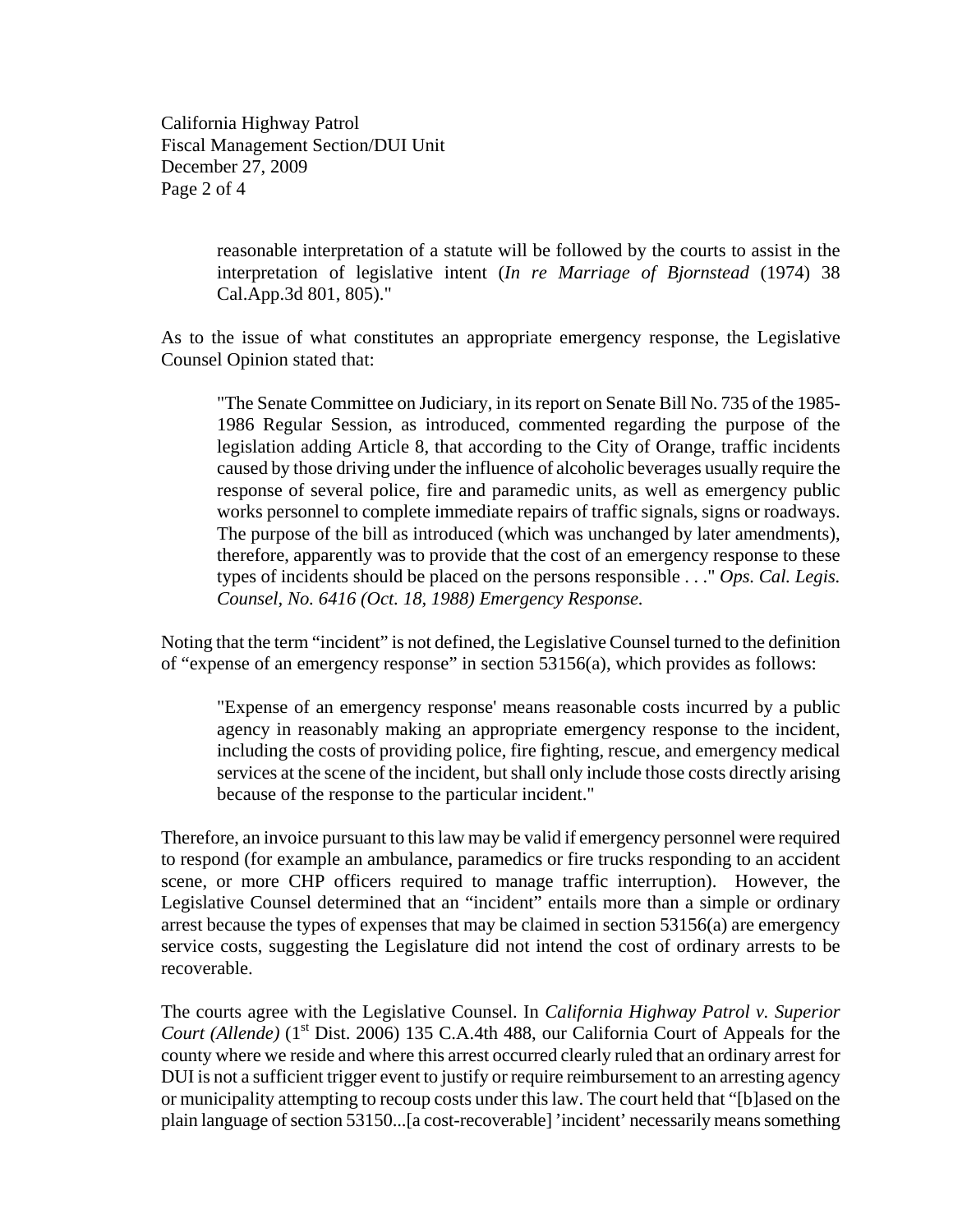> reasonable interpretation of a statute will be followed by the courts to assist in the interpretation of legislative intent (*In re Marriage of Bjornstead* (1974) 38 Cal.App.3d 801, 805)."

As to the issue of what constitutes an appropriate emergency response, the Legislative Counsel Opinion stated that:

> "The Senate Committee on Judiciary, in its report on Senate Bill No. 735 of the 1985-1986 Regular Session, as introduced, commented regarding the purpose of the legislation adding Article 8, that according to the City of Orange, traffic incidents caused by those driving under the influence of alcoholic beverages usually require the response of several police, fire and paramedic units, as well as emergency public works personnel to complete immediate repairs of traffic signals, signs or roadways. The purpose of the bill as introduced (which was unchanged by later amendments), therefore, apparently was to provide that the cost of an emergency response to these types of incidents should be placed on the persons responsible . . ." *Ops. Cal. Legis. Counsel, No. 6416 (Oct. 18, 1988) Emergency Response.*

Noting that the term "incident" is not defined, the Legislative Counsel turned to the definition of "expense of an emergency response" in section 53156(a), which provides as follows:

> "Expense of an emergency response' means reasonable costs incurred by a public agency in reasonably making an appropriate emergency response to the incident, including the costs of providing police, fire fighting, rescue, and emergency medical services at the scene of the incident, but shall only include those costs directly arising because of the response to the particular incident."

Therefore, an invoice pursuant to this law may be valid if emergency personnel were required to respond (for example an ambulance, paramedics or fire trucks responding to an accident scene, or more CHP officers required to manage traffic interruption). However, the Legislative Counsel determined that an "incident" entails more than a simple or ordinary arrest because the types of expenses that may be claimed in section 53156(a) are emergency service costs, suggesting the Legislature did not intend the cost of ordinary arrests to be recoverable.

The courts agree with the Legislative Counsel. In *California Highway Patrol v. Superior Court (Allende)* (1st Dist. 2006) 135 C.A.4th 488, our California Court of Appeals for the county where we reside and where this arrest occurred clearly ruled that an ordinary arrest for DUI is not a sufficient trigger event to justify or require reimbursement to an arresting agency or municipality attempting to recoup costs under this law. The court held that "[b]ased on the plain language of section 53150...[a cost-recoverable] 'incident' necessarily means something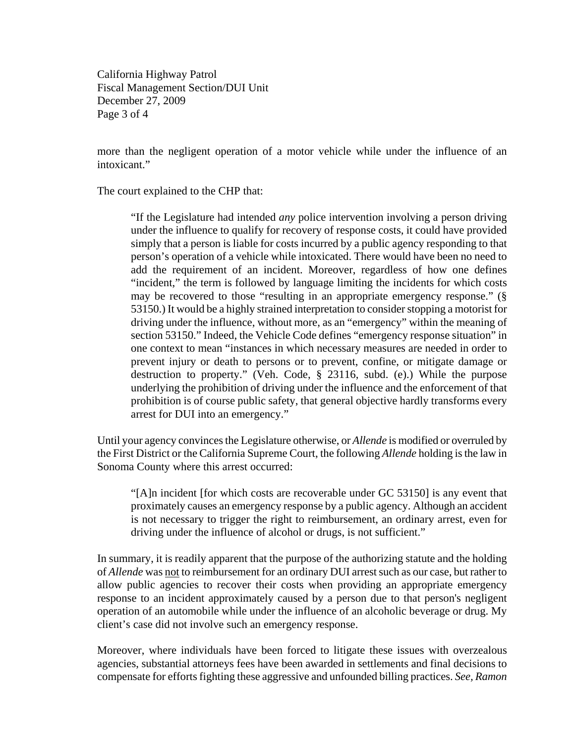more than the negligent operation of a motor vehicle while under the influence of an intoxicant."

The court explained to the CHP that:

> "If the Legislature had intended *any* police intervention involving a person driving under the influence to qualify for recovery of response costs, it could have provided simply that a person is liable for costs incurred by a public agency responding to that person's operation of a vehicle while intoxicated. There would have been no need to add the requirement of an incident. Moreover, regardless of how one defines "incident," the term is followed by language limiting the incidents for which costs may be recovered to those "resulting in an appropriate emergency response." (§ 53150.) It would be a highly strained interpretation to consider stopping a motorist for driving under the influence, without more, as an "emergency" within the meaning of section 53150." Indeed, the Vehicle Code defines "emergency response situation" in one context to mean "instances in which necessary measures are needed in order to prevent injury or death to persons or to prevent, confine, or mitigate damage or destruction to property." (Veh. Code, § 23116, subd. (e).) While the purpose underlying the prohibition of driving under the influence and the enforcement of that prohibition is of course public safety, that general objective hardly transforms every arrest for DUI into an emergency."

Until your agency convinces the Legislature otherwise, or *Allende* is modified or overruled by the First District or the California Supreme Court, the following *Allende* holding is the law in Sonoma County where this arrest occurred:

> "[A]n incident [for which costs are recoverable under GC 53150] is any event that proximately causes an emergency response by a public agency. Although an accident is not necessary to trigger the right to reimbursement, an ordinary arrest, even for driving under the influence of alcohol or drugs, is not sufficient."

In summary, it is readily apparent that the purpose of the authorizing statute and the holding of *Allende* was <u>not</u> to reimbursement for an ordinary DUI arrest such as our case, but rather to allow public agencies to recover their costs when providing an appropriate emergency response to an incident approximately caused by a person due to that person's negligent operation of an automobile while under the influence of an alcoholic beverage or drug. My client's case did not involve such an emergency response.

Moreover, where individuals have been forced to litigate these issues with overzealous agencies, substantial attorneys fees have been awarded in settlements and final decisions to compensate for efforts fighting these aggressive and unfounded billing practices. *See, Ramon*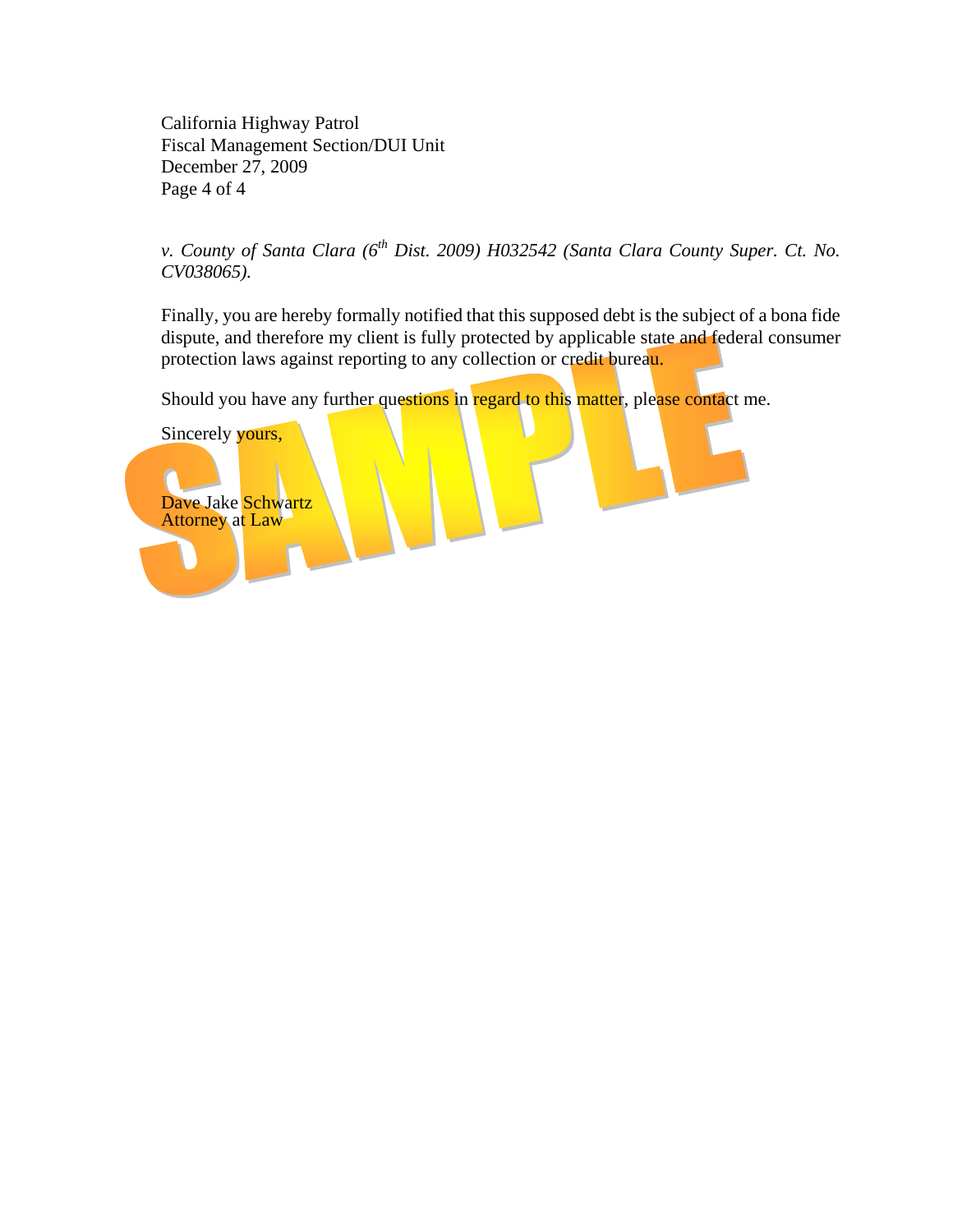*v. County of Santa Clara (6th Dist. 2009) H032542 (Santa Clara County Super. Ct. No. CV038065).*

Finally, you are hereby formally notified that this supposed debt is the subject of a bona fide dispute, and therefore my client is fully protected by applicable state and federal consumer protection laws against reporting to any collection or credit bureau.

Should you have any further questions in regard to this matter, please contact me.

Sincerely yours,

Dave Jake Schwartz  
Attorney at Law